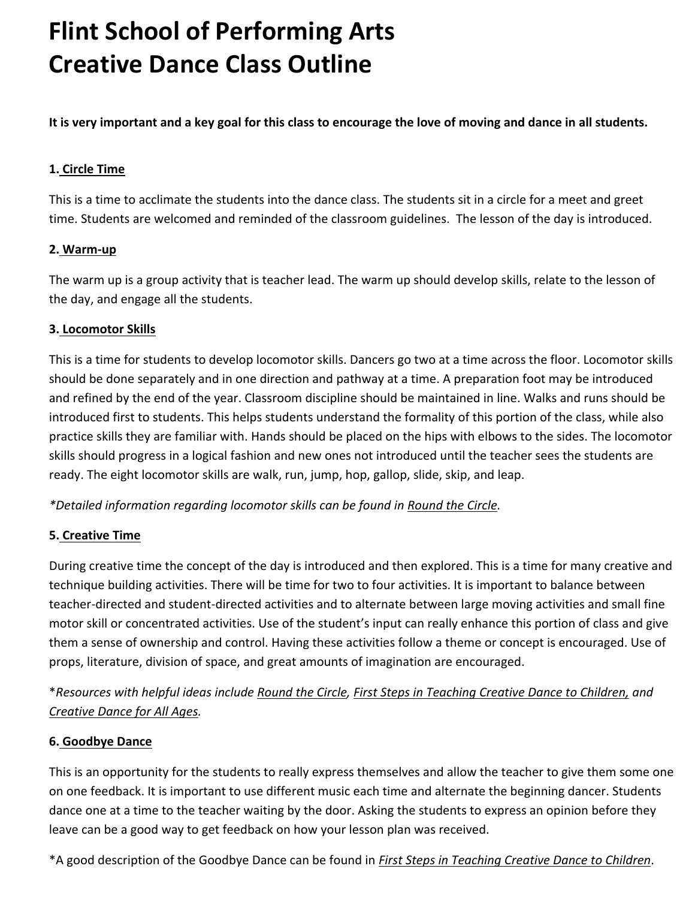# Flint School of Performing Arts
# Creative Dance Class Outline

**It is very important and a key goal for this class to encourage the love of moving and dance in all students.**

**1. <u>Circle Time</u>**

This is a time to acclimate the students into the dance class. The students sit in a circle for a meet and greet time. Students are welcomed and reminded of the classroom guidelines. The lesson of the day is introduced.

**2. <u>Warm-up</u>**

The warm up is a group activity that is teacher lead. The warm up should develop skills, relate to the lesson of the day, and engage all the students.

**3. <u>Locomotor Skills</u>**

This is a time for students to develop locomotor skills. Dancers go two at a time across the floor. Locomotor skills should be done separately and in one direction and pathway at a time. A preparation foot may be introduced and refined by the end of the year. Classroom discipline should be maintained in line. Walks and runs should be introduced first to students. This helps students understand the formality of this portion of the class, while also practice skills they are familiar with. Hands should be placed on the hips with elbows to the sides. The locomotor skills should progress in a logical fashion and new ones not introduced until the teacher sees the students are ready. The eight locomotor skills are walk, run, jump, hop, gallop, slide, skip, and leap.

*\*Detailed information regarding locomotor skills can be found in <u>Round the Circle</u>.*

**5. <u>Creative Time</u>**

During creative time the concept of the day is introduced and then explored. This is a time for many creative and technique building activities. There will be time for two to four activities. It is important to balance between teacher-directed and student-directed activities and to alternate between large moving activities and small fine motor skill or concentrated activities. Use of the student's input can really enhance this portion of class and give them a sense of ownership and control. Having these activities follow a theme or concept is encouraged. Use of props, literature, division of space, and great amounts of imagination are encouraged.

\**Resources with helpful ideas include <u>Round the Circle</u>, <u>First Steps in Teaching Creative Dance to Children,</u> and <u>Creative Dance for All Ages</u>.*

**6. <u>Goodbye Dance</u>**

This is an opportunity for the students to really express themselves and allow the teacher to give them some one on one feedback. It is important to use different music each time and alternate the beginning dancer. Students dance one at a time to the teacher waiting by the door. Asking the students to express an opinion before they leave can be a good way to get feedback on how your lesson plan was received.

\*A good description of the Goodbye Dance can be found in *<u>First Steps in Teaching Creative Dance to Children</u>*.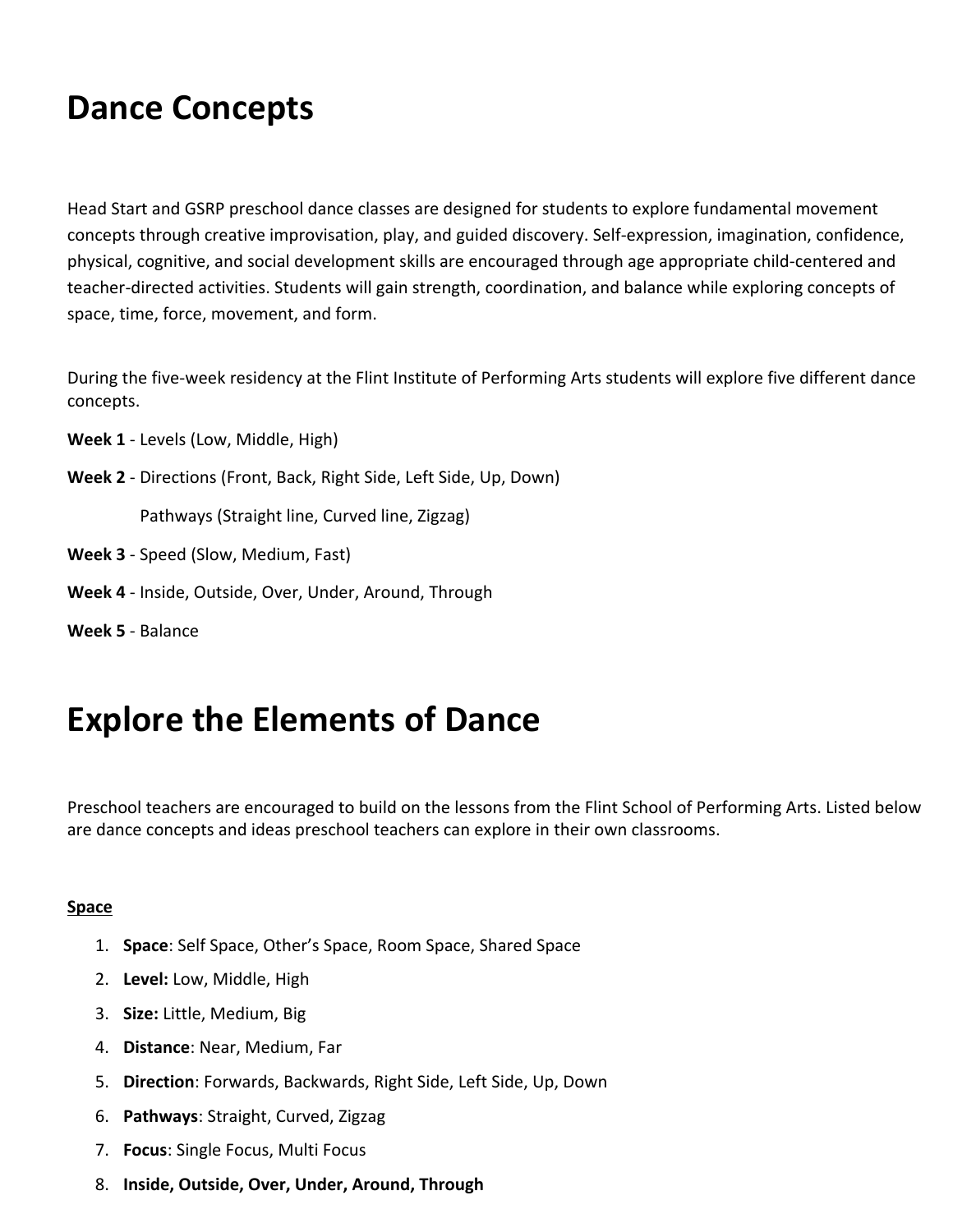# Dance Concepts

Head Start and GSRP preschool dance classes are designed for students to explore fundamental movement concepts through creative improvisation, play, and guided discovery. Self-expression, imagination, confidence, physical, cognitive, and social development skills are encouraged through age appropriate child-centered and teacher-directed activities. Students will gain strength, coordination, and balance while exploring concepts of space, time, force, movement, and form.

During the five-week residency at the Flint Institute of Performing Arts students will explore five different dance concepts.

**Week 1** - Levels (Low, Middle, High)

**Week 2** - Directions (Front, Back, Right Side, Left Side, Up, Down)

Pathways (Straight line, Curved line, Zigzag)

**Week 3** - Speed (Slow, Medium, Fast)

**Week 4** - Inside, Outside, Over, Under, Around, Through

**Week 5** - Balance

# Explore the Elements of Dance

Preschool teachers are encouraged to build on the lessons from the Flint School of Performing Arts. Listed below are dance concepts and ideas preschool teachers can explore in their own classrooms.

**Space**

1. **Space**: Self Space, Other's Space, Room Space, Shared Space
2. **Level:** Low, Middle, High
3. **Size:** Little, Medium, Big
4. **Distance**: Near, Medium, Far
5. **Direction**: Forwards, Backwards, Right Side, Left Side, Up, Down
6. **Pathways**: Straight, Curved, Zigzag
7. **Focus**: Single Focus, Multi Focus
8. **Inside, Outside, Over, Under, Around, Through**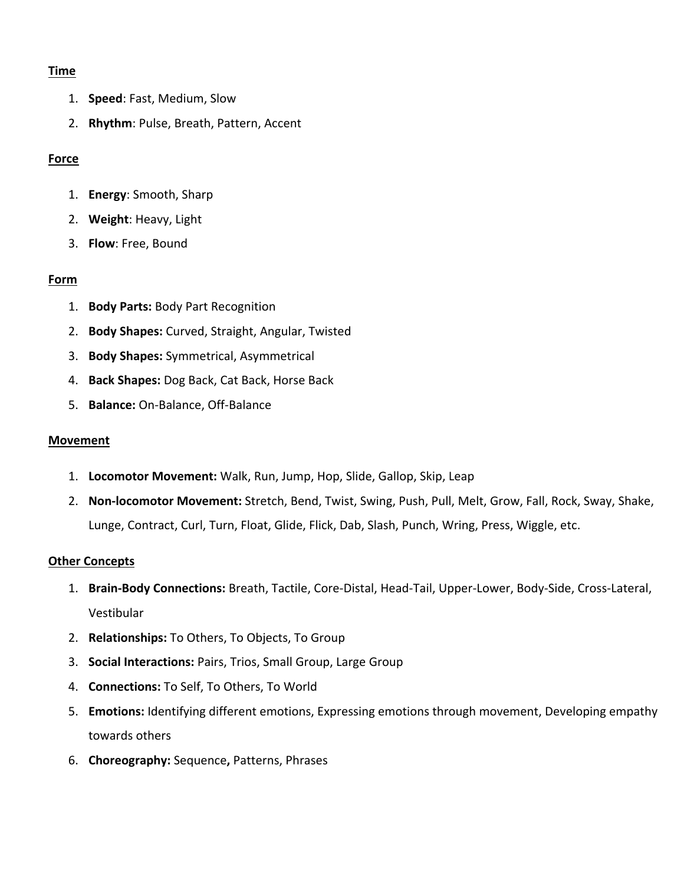**Time**

1. **Speed**: Fast, Medium, Slow
2. **Rhythm**: Pulse, Breath, Pattern, Accent

**Force**

1. **Energy**: Smooth, Sharp
2. **Weight**: Heavy, Light
3. **Flow**: Free, Bound

**Form**

1. **Body Parts:** Body Part Recognition
2. **Body Shapes:** Curved, Straight, Angular, Twisted
3. **Body Shapes:** Symmetrical, Asymmetrical
4. **Back Shapes:** Dog Back, Cat Back, Horse Back
5. **Balance:** On-Balance, Off-Balance

**Movement**

1. **Locomotor Movement:** Walk, Run, Jump, Hop, Slide, Gallop, Skip, Leap
2. **Non-locomotor Movement:** Stretch, Bend, Twist, Swing, Push, Pull, Melt, Grow, Fall, Rock, Sway, Shake, Lunge, Contract, Curl, Turn, Float, Glide, Flick, Dab, Slash, Punch, Wring, Press, Wiggle, etc.

**Other Concepts**

1. **Brain-Body Connections:** Breath, Tactile, Core-Distal, Head-Tail, Upper-Lower, Body-Side, Cross-Lateral, Vestibular
2. **Relationships:** To Others, To Objects, To Group
3. **Social Interactions:** Pairs, Trios, Small Group, Large Group
4. **Connections:** To Self, To Others, To World
5. **Emotions:** Identifying different emotions, Expressing emotions through movement, Developing empathy towards others
6. **Choreography:** Sequence**,** Patterns, Phrases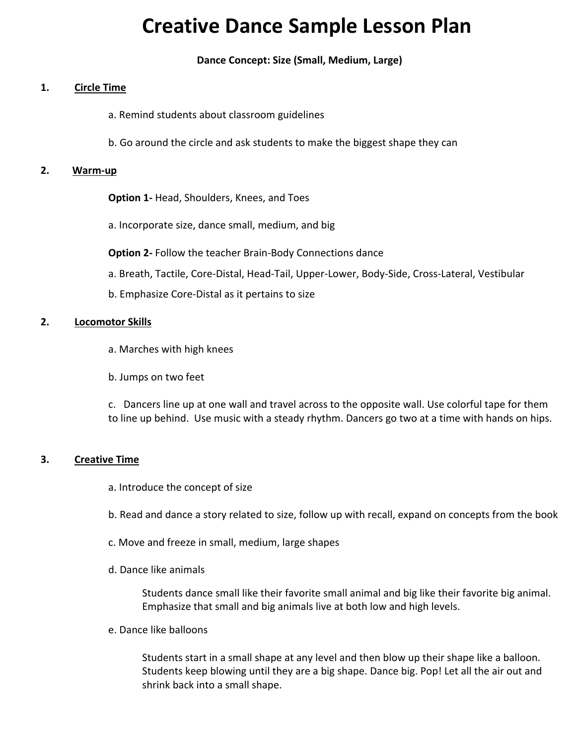# Creative Dance Sample Lesson Plan

**Dance Concept: Size (Small, Medium, Large)**

1. **Circle Time**

   a. Remind students about classroom guidelines

   b. Go around the circle and ask students to make the biggest shape they can

2. **Warm-up**

   **Option 1-** Head, Shoulders, Knees, and Toes

   a. Incorporate size, dance small, medium, and big

   **Option 2-** Follow the teacher Brain-Body Connections dance

   a. Breath, Tactile, Core-Distal, Head-Tail, Upper-Lower, Body-Side, Cross-Lateral, Vestibular

   b. Emphasize Core-Distal as it pertains to size

2. **Locomotor Skills**

   a. Marches with high knees

   b. Jumps on two feet

   c. Dancers line up at one wall and travel across to the opposite wall. Use colorful tape for them to line up behind. Use music with a steady rhythm. Dancers go two at a time with hands on hips.

3. **Creative Time**

   a. Introduce the concept of size

   b. Read and dance a story related to size, follow up with recall, expand on concepts from the book

   c. Move and freeze in small, medium, large shapes

   d. Dance like animals

   Students dance small like their favorite small animal and big like their favorite big animal. Emphasize that small and big animals live at both low and high levels.

   e. Dance like balloons

   Students start in a small shape at any level and then blow up their shape like a balloon. Students keep blowing until they are a big shape. Dance big. Pop! Let all the air out and shrink back into a small shape.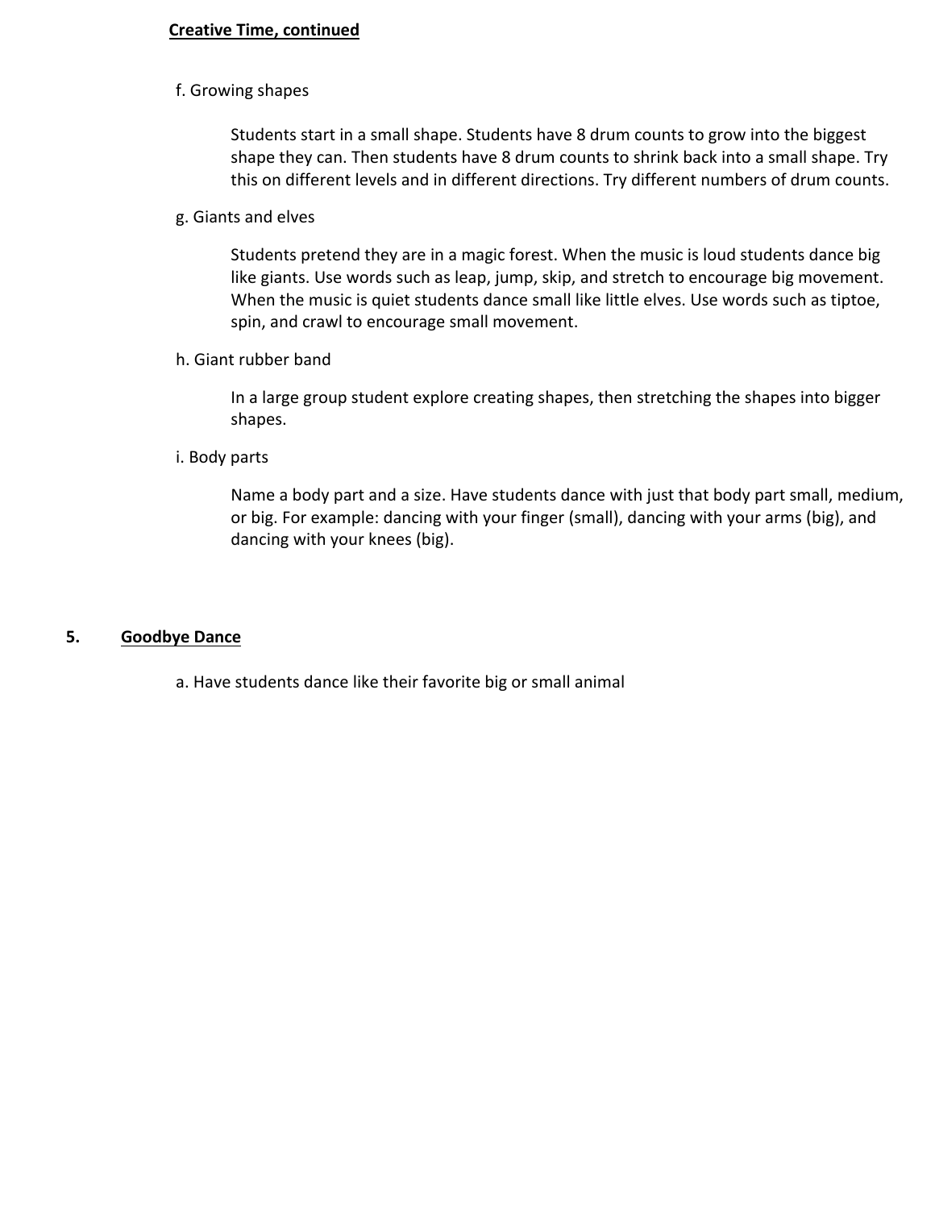**Creative Time, continued**

f. Growing shapes

Students start in a small shape. Students have 8 drum counts to grow into the biggest shape they can. Then students have 8 drum counts to shrink back into a small shape. Try this on different levels and in different directions. Try different numbers of drum counts.

g. Giants and elves

Students pretend they are in a magic forest. When the music is loud students dance big like giants. Use words such as leap, jump, skip, and stretch to encourage big movement. When the music is quiet students dance small like little elves. Use words such as tiptoe, spin, and crawl to encourage small movement.

h. Giant rubber band

In a large group student explore creating shapes, then stretching the shapes into bigger shapes.

i. Body parts

Name a body part and a size. Have students dance with just that body part small, medium, or big. For example: dancing with your finger (small), dancing with your arms (big), and dancing with your knees (big).

## 5. Goodbye Dance

a. Have students dance like their favorite big or small animal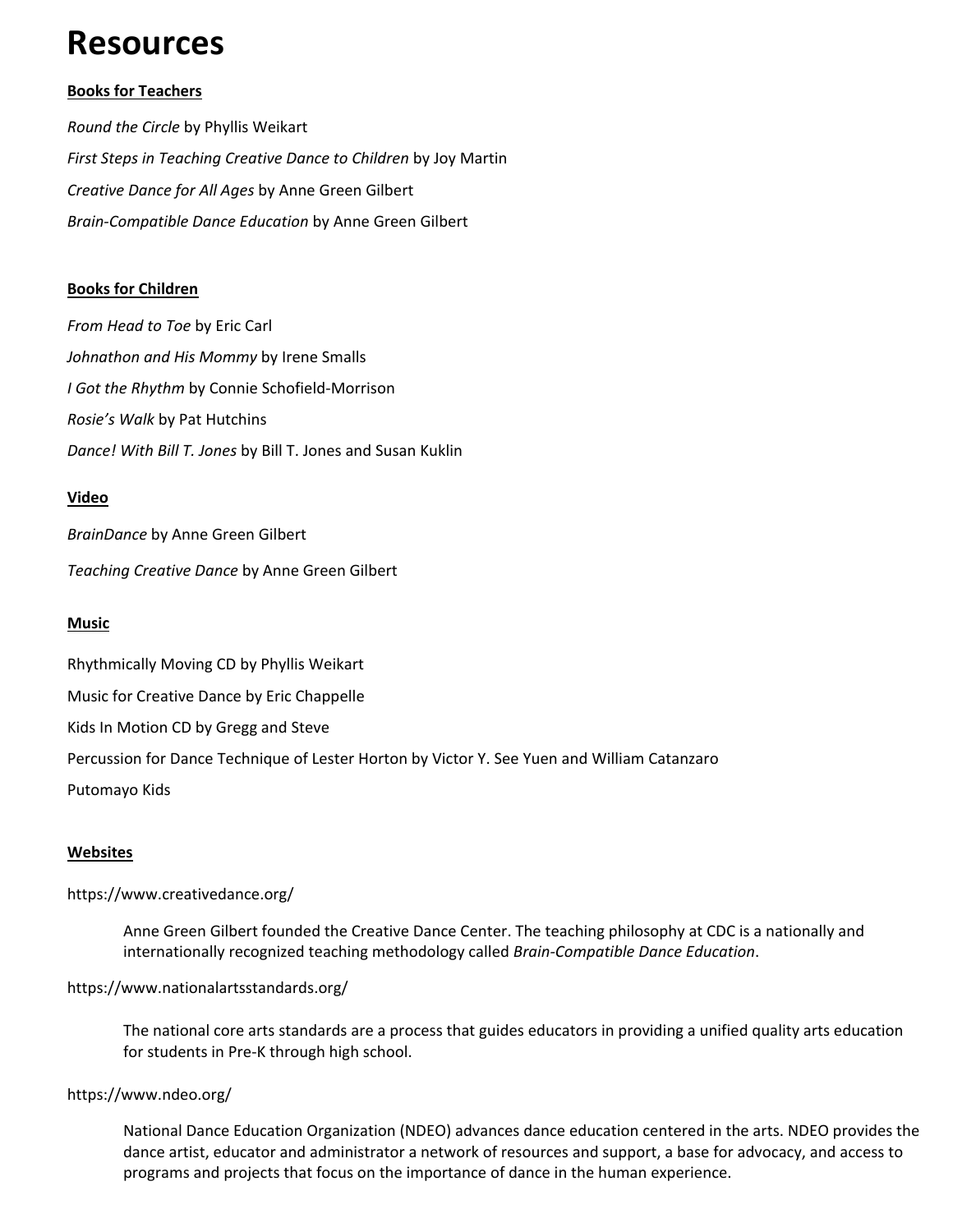# Resources

**Books for Teachers**

*Round the Circle* by Phyllis Weikart

*First Steps in Teaching Creative Dance to Children* by Joy Martin

*Creative Dance for All Ages* by Anne Green Gilbert

*Brain-Compatible Dance Education* by Anne Green Gilbert

**Books for Children**

*From Head to Toe* by Eric Carl

*Johnathon and His Mommy* by Irene Smalls

*I Got the Rhythm* by Connie Schofield-Morrison

*Rosie's Walk* by Pat Hutchins

*Dance! With Bill T. Jones* by Bill T. Jones and Susan Kuklin

**Video**

*BrainDance* by Anne Green Gilbert

*Teaching Creative Dance* by Anne Green Gilbert

**Music**

Rhythmically Moving CD by Phyllis Weikart

Music for Creative Dance by Eric Chappelle

Kids In Motion CD by Gregg and Steve

Percussion for Dance Technique of Lester Horton by Victor Y. See Yuen and William Catanzaro

Putomayo Kids

**Websites**

https://www.creativedance.org/

> Anne Green Gilbert founded the Creative Dance Center. The teaching philosophy at CDC is a nationally and internationally recognized teaching methodology called *Brain-Compatible Dance Education*.

https://www.nationalartsstandards.org/

> The national core arts standards are a process that guides educators in providing a unified quality arts education for students in Pre-K through high school.

https://www.ndeo.org/

> National Dance Education Organization (NDEO) advances dance education centered in the arts. NDEO provides the dance artist, educator and administrator a network of resources and support, a base for advocacy, and access to programs and projects that focus on the importance of dance in the human experience.